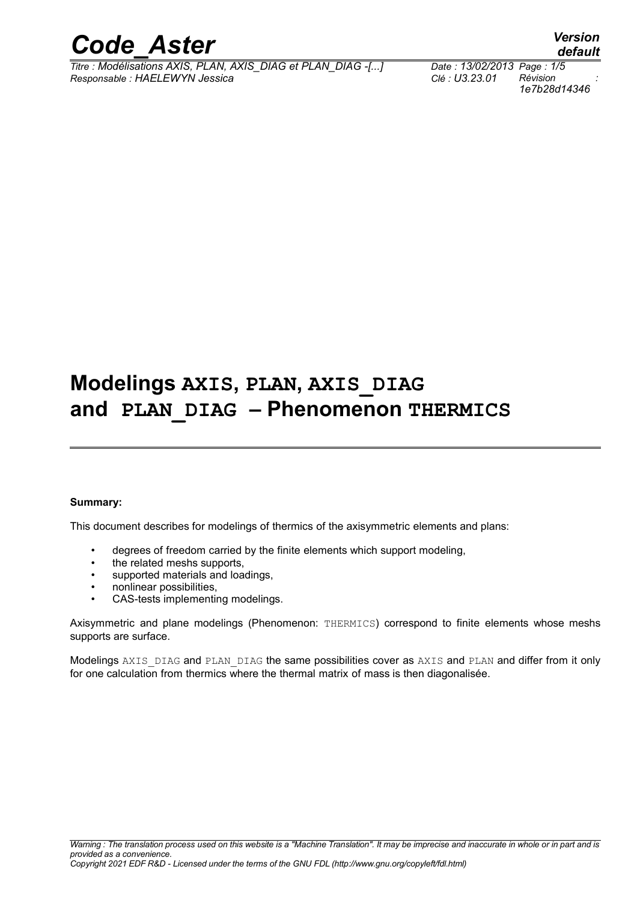# Modelings **AXIS**, **PLAN**, **AXIS_DIAG** and **PLAN_DIAG** – Phenomenon **THERMICS**

**Summary:**

This document describes for modelings of thermics of the axisymmetric elements and plans:

- degrees of freedom carried by the finite elements which support modeling,
- the related meshs supports,
- supported materials and loadings,
- nonlinear possibilities,
- CAS-tests implementing modelings.

Axisymmetric and plane modelings (Phenomenon: THERMICS) correspond to finite elements whose meshs supports are surface.

Modelings AXIS_DIAG and PLAN_DIAG the same possibilities cover as AXIS and PLAN and differ from it only for one calculation from thermics where the thermal matrix of mass is then diagonalisée.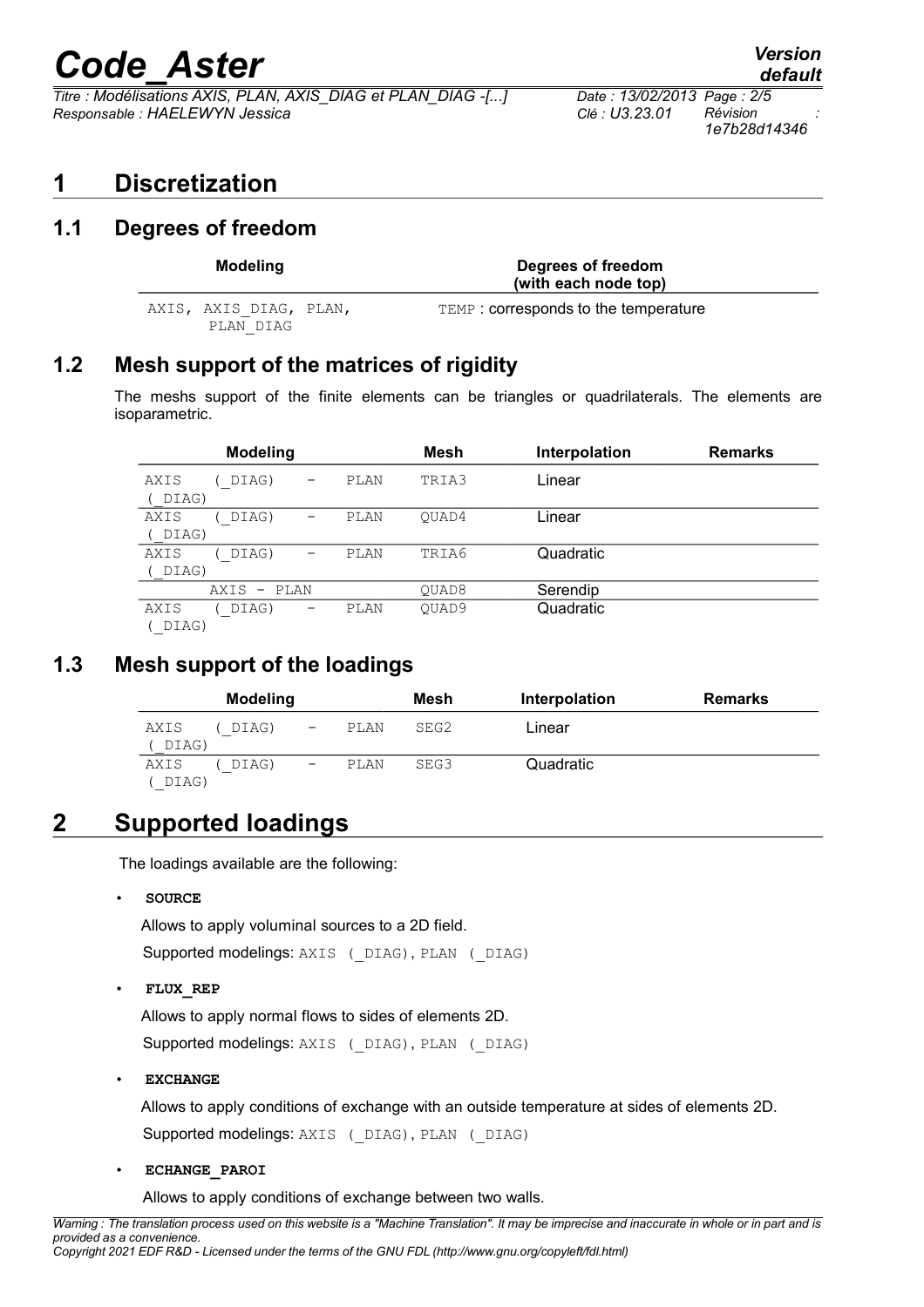# 1 Discretization

## 1.1 Degrees of freedom

| Modeling | Degrees of freedom (with each node top) |
|---|---|
| AXIS, AXIS_DIAG, PLAN, PLAN_DIAG | TEMP : corresponds to the temperature |

## 1.2 Mesh support of the matrices of rigidity

The meshs support of the finite elements can be triangles or quadrilaterals. The elements are isoparametric.

| Modeling | Mesh | Interpolation | Remarks |
|---|---|---|---|
| AXIS (_DIAG) - PLAN (_DIAG) | TRIA3 | Linear | |
| AXIS (_DIAG) - PLAN (_DIAG) | QUAD4 | Linear | |
| AXIS (_DIAG) - PLAN (_DIAG) | TRIA6 | Quadratic | |
| AXIS - PLAN | QUAD8 | Serendip | |
| AXIS (_DIAG) - PLAN (_DIAG) | QUAD9 | Quadratic | |

## 1.3 Mesh support of the loadings

| Modeling | Mesh | Interpolation | Remarks |
|---|---|---|---|
| AXIS (_DIAG) - PLAN (_DIAG) | SEG2 | Linear | |
| AXIS (_DIAG) - PLAN (_DIAG) | SEG3 | Quadratic | |

# 2 Supported loadings

The loadings available are the following:

- **SOURCE**

  Allows to apply voluminal sources to a 2D field.

  Supported modelings: AXIS (_DIAG), PLAN (_DIAG)

- **FLUX_REP**

  Allows to apply normal flows to sides of elements 2D.

  Supported modelings: AXIS (_DIAG), PLAN (_DIAG)

- **EXCHANGE**

  Allows to apply conditions of exchange with an outside temperature at sides of elements 2D.

  Supported modelings: AXIS (_DIAG), PLAN (_DIAG)

- **ECHANGE_PAROI**

  Allows to apply conditions of exchange between two walls.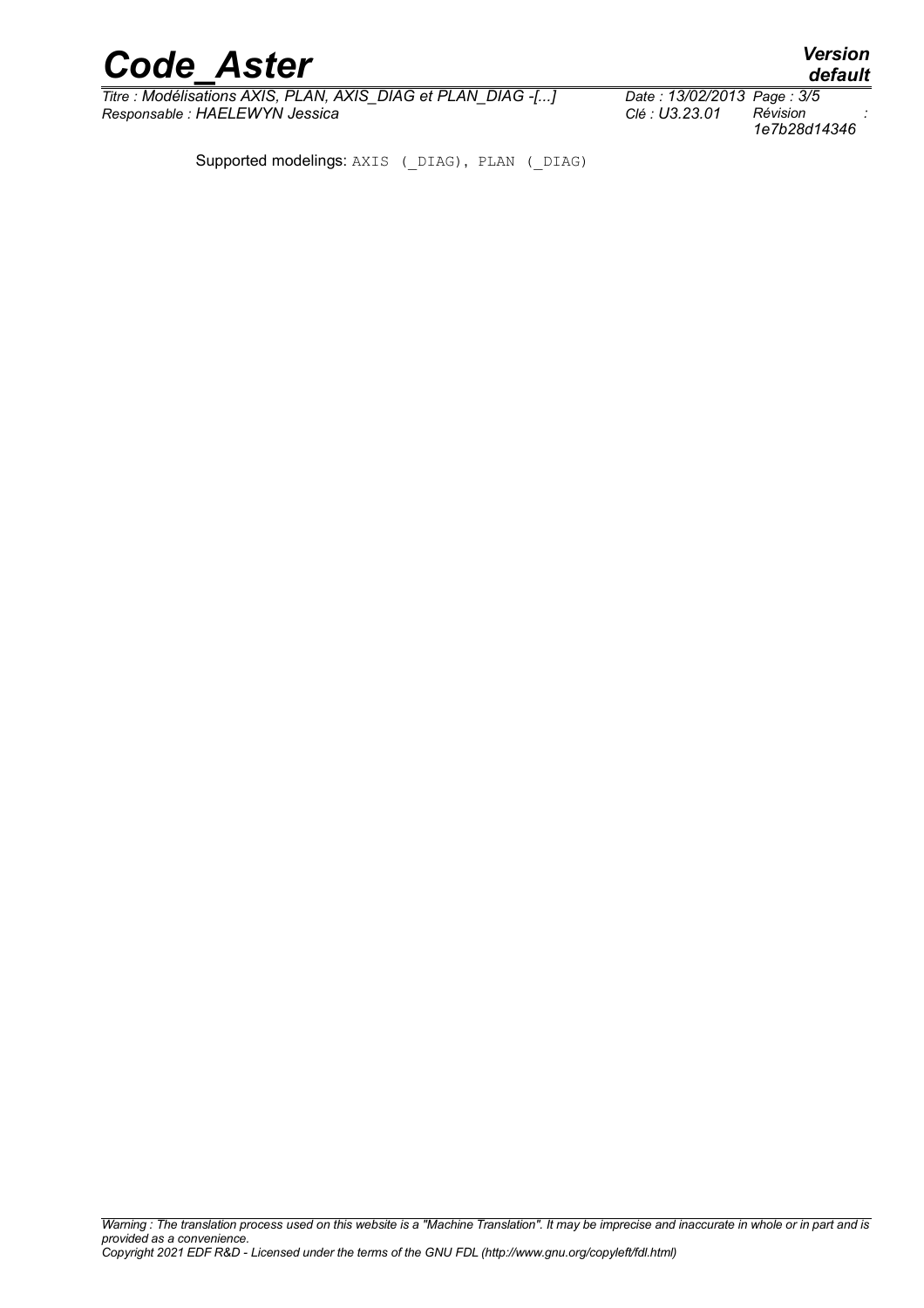Supported modelings: `AXIS (_DIAG), PLAN (_DIAG)`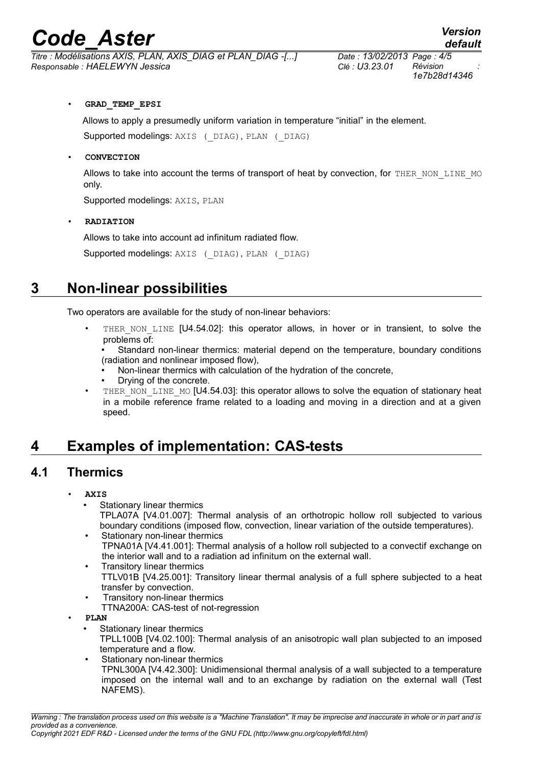- **GRAD_TEMP_EPSI**

  Allows to apply a presumedly uniform variation in temperature “initial” in the element.

  Supported modelings: AXIS (_DIAG), PLAN (_DIAG)

- **CONVECTION**

  Allows to take into account the terms of transport of heat by convection, for THER_NON_LINE_MO only.

  Supported modelings: AXIS, PLAN

- **RADIATION**

  Allows to take into account ad infinitum radiated flow.

  Supported modelings: AXIS (_DIAG), PLAN (_DIAG)

# 3 Non-linear possibilities

Two operators are available for the study of non-linear behaviors:

- THER_NON_LINE [U4.54.02]: this operator allows, in hover or in transient, to solve the problems of:
  - Standard non-linear thermics: material depend on the temperature, boundary conditions (radiation and nonlinear imposed flow),
  - Non-linear thermics with calculation of the hydration of the concrete,
  - Drying of the concrete.
- THER_NON_LINE_MO [U4.54.03]: this operator allows to solve the equation of stationary heat in a mobile reference frame related to a loading and moving in a direction and at a given speed.

# 4 Examples of implementation: CAS-tests

## 4.1 Thermics

- **AXIS**
  - Stationary linear thermics
    TPLA07A [V4.01.007]: Thermal analysis of an orthotropic hollow roll subjected to various boundary conditions (imposed flow, convection, linear variation of the outside temperatures).
  - Stationary non-linear thermics
    TPNA01A [V4.41.001]: Thermal analysis of a hollow roll subjected to a convectif exchange on the interior wall and to a radiation ad infinitum on the external wall.
  - Transitory linear thermics
    TTLV01B [V4.25.001]: Transitory linear thermal analysis of a full sphere subjected to a heat transfer by convection.
  - Transitory non-linear thermics
    TTNA200A: CAS-test of not-regression
- **PLAN**
  - Stationary linear thermics
    TPLL100B [V4.02.100]: Thermal analysis of an anisotropic wall plan subjected to an imposed temperature and a flow.
  - Stationary non-linear thermics
    TPNL300A [V4.42.300]: Unidimensional thermal analysis of a wall subjected to a temperature imposed on the internal wall and to an exchange by radiation on the external wall (Test NAFEMS).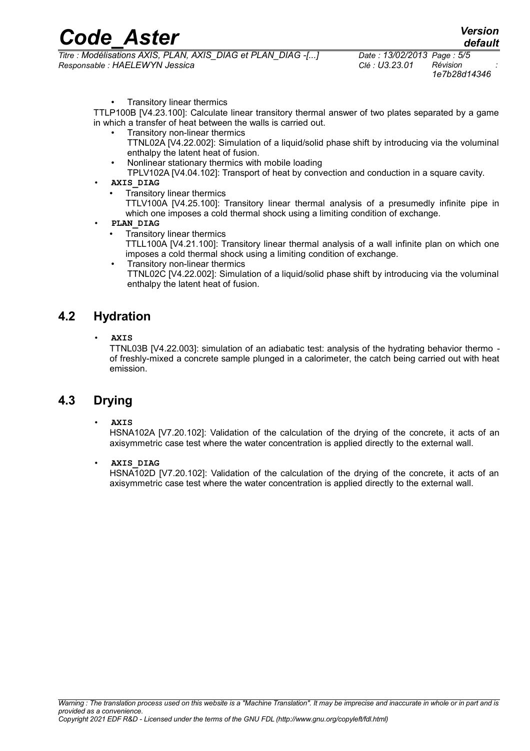- Transitory linear thermics

TTLP100B [V4.23.100]: Calculate linear transitory thermal answer of two plates separated by a game in which a transfer of heat between the walls is carried out.

- Transitory non-linear thermics

  TTNL02A [V4.22.002]: Simulation of a liquid/solid phase shift by introducing via the voluminal enthalpy the latent heat of fusion.

- Nonlinear stationary thermics with mobile loading

  TPLV102A [V4.04.102]: Transport of heat by convection and conduction in a square cavity.

- **AXIS_DIAG**
  - Transitory linear thermics

    TTLV100A [V4.25.100]: Transitory linear thermal analysis of a presumedly infinite pipe in which one imposes a cold thermal shock using a limiting condition of exchange.

- **PLAN_DIAG**
  - Transitory linear thermics

    TTLL100A [V4.21.100]: Transitory linear thermal analysis of a wall infinite plan on which one imposes a cold thermal shock using a limiting condition of exchange.

  - Transitory non-linear thermics

    TTNL02C [V4.22.002]: Simulation of a liquid/solid phase shift by introducing via the voluminal enthalpy the latent heat of fusion.

## 4.2 Hydration

- **AXIS**

  TTNL03B [V4.22.003]: simulation of an adiabatic test: analysis of the hydrating behavior thermo - of freshly-mixed a concrete sample plunged in a calorimeter, the catch being carried out with heat emission.

## 4.3 Drying

- **AXIS**

  HSNA102A [V7.20.102]: Validation of the calculation of the drying of the concrete, it acts of an axisymmetric case test where the water concentration is applied directly to the external wall.

- **AXIS_DIAG**

  HSNA102D [V7.20.102]: Validation of the calculation of the drying of the concrete, it acts of an axisymmetric case test where the water concentration is applied directly to the external wall.